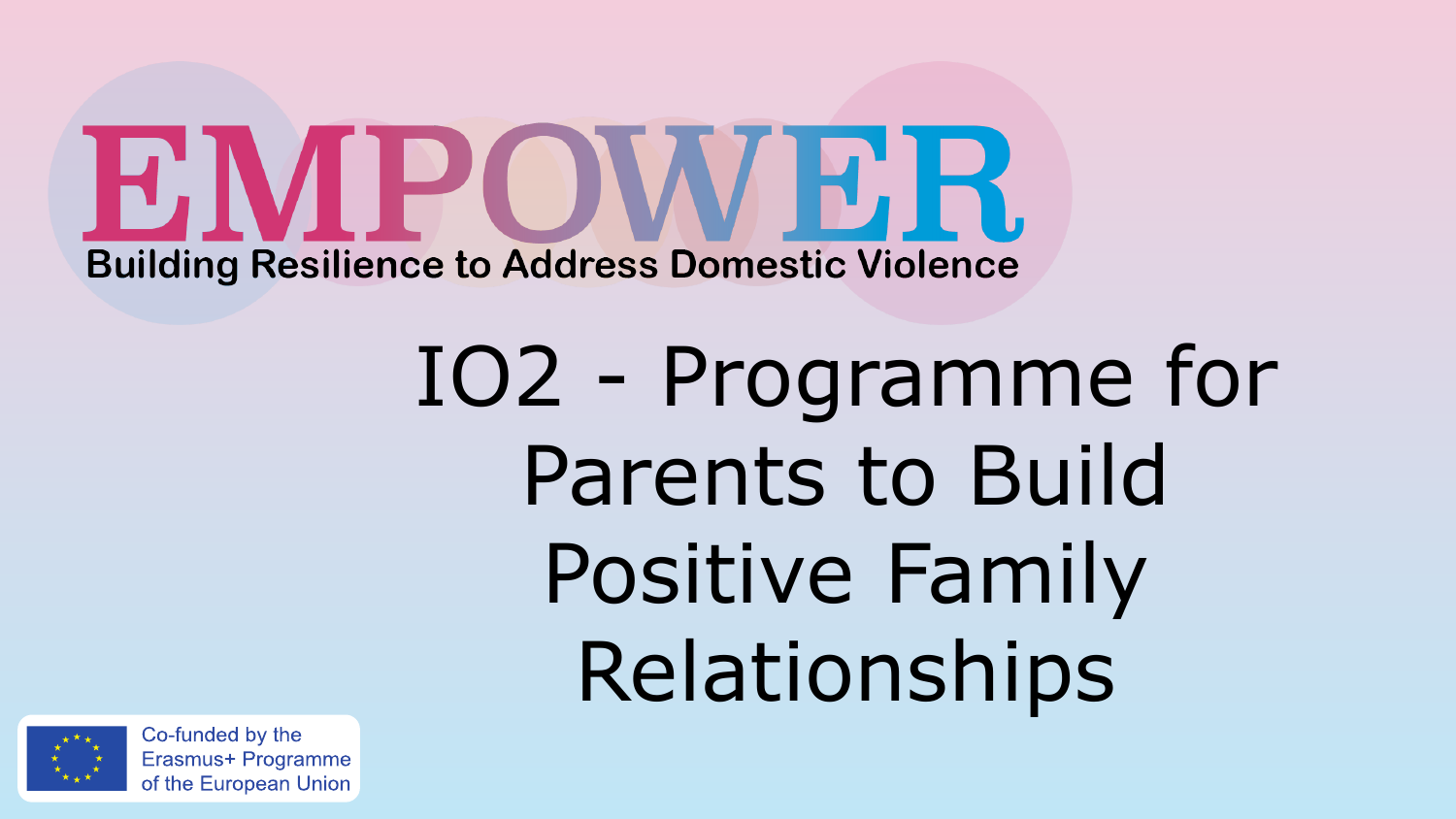# EMPOWER

**Building Resilience to Address Domestic Violence**

# IO2 - Programme for Parents to Build Positive Family Relationships

Co-funded by the Erasmus+ Programme of the European Union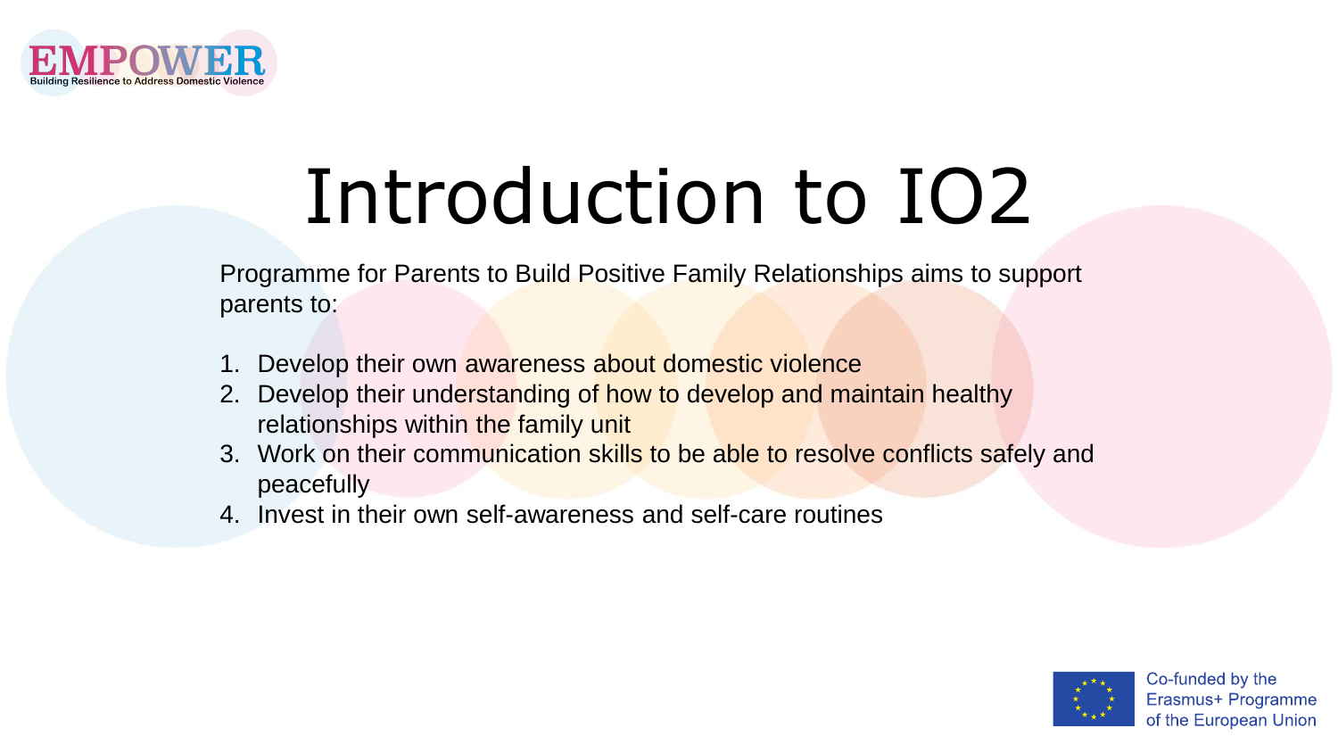# Introduction to IO2

Programme for Parents to Build Positive Family Relationships aims to support parents to:

1. Develop their own awareness about domestic violence
2. Develop their understanding of how to develop and maintain healthy relationships within the family unit
3. Work on their communication skills to be able to resolve conflicts safely and peacefully
4. Invest in their own self-awareness and self-care routines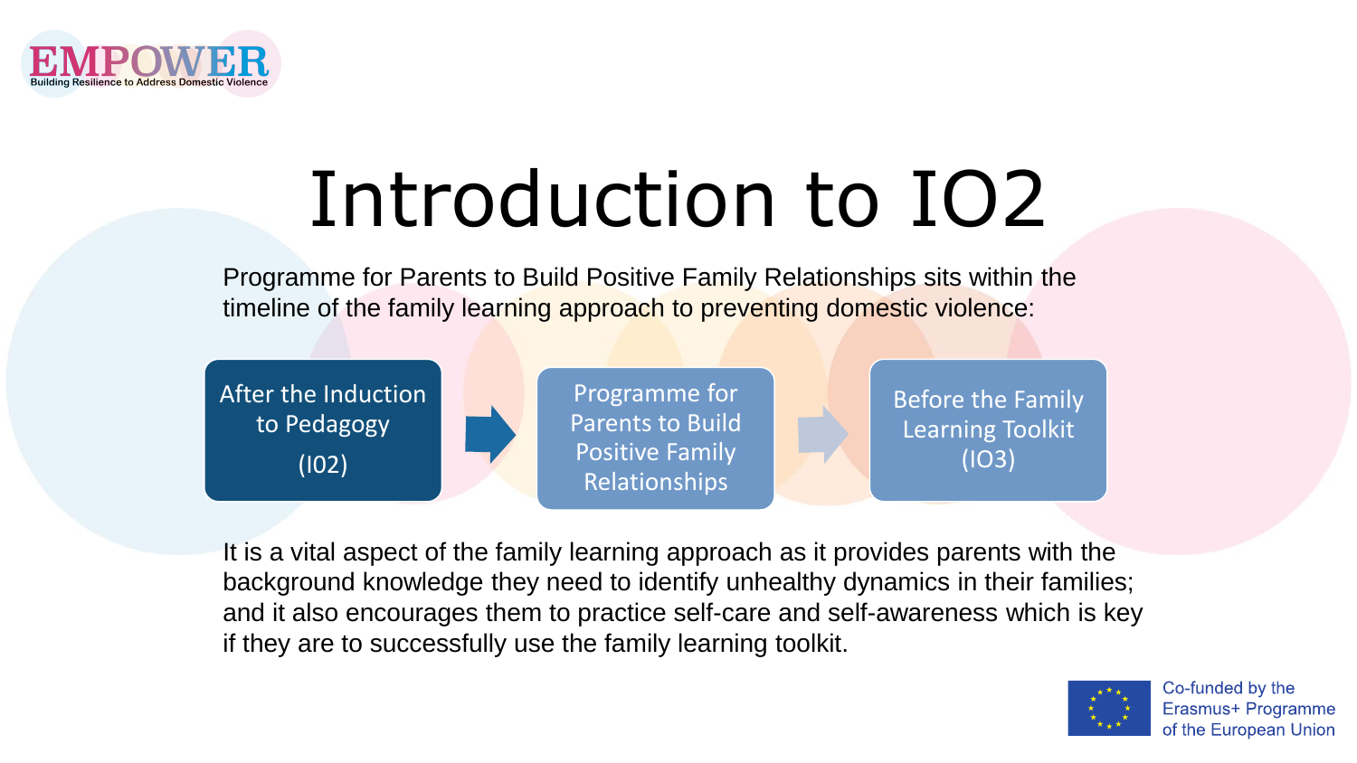# Introduction to IO2

Programme for Parents to Build Positive Family Relationships sits within the timeline of the family learning approach to preventing domestic violence:

After the Induction to Pedagogy (IO2) → Programme for Parents to Build Positive Family Relationships → Before the Family Learning Toolkit (IO3)

It is a vital aspect of the family learning approach as it provides parents with the background knowledge they need to identify unhealthy dynamics in their families; and it also encourages them to practice self-care and self-awareness which is key if they are to successfully use the family learning toolkit.

Co-funded by the Erasmus+ Programme of the European Union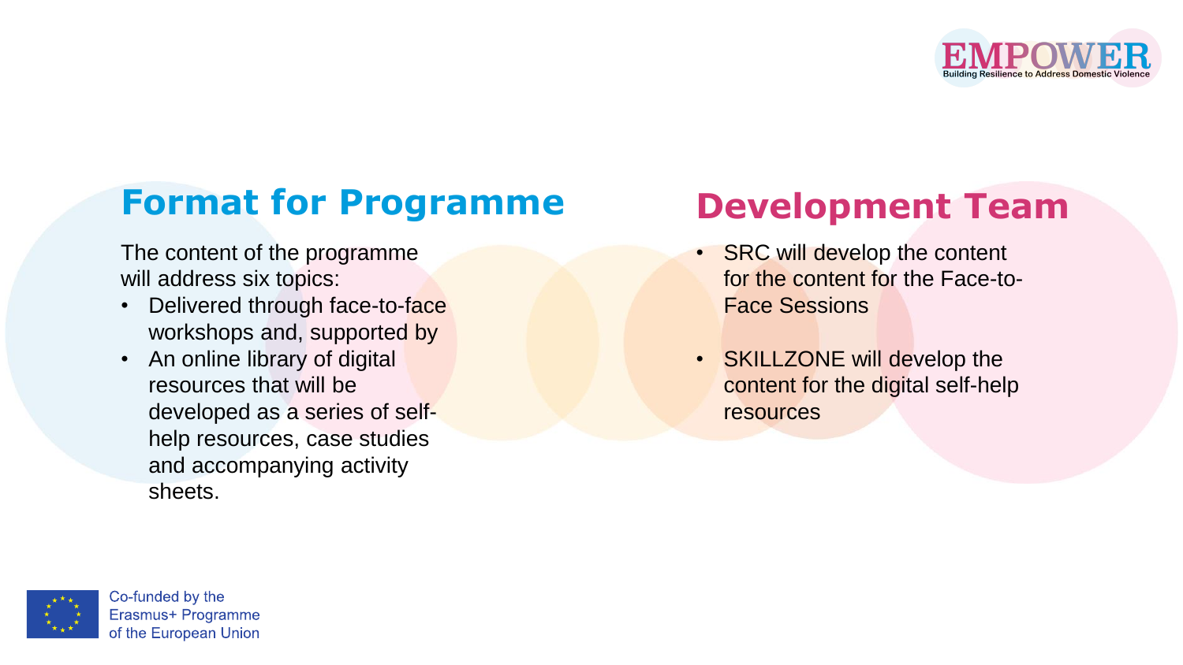## Format for Programme

The content of the programme will address six topics:

- Delivered through face-to-face workshops and, supported by
- An online library of digital resources that will be developed as a series of self-help resources, case studies and accompanying activity sheets.

## Development Team

- SRC will develop the content for the content for the Face-to-Face Sessions
- SKILLZONE will develop the content for the digital self-help resources

Co-funded by the Erasmus+ Programme of the European Union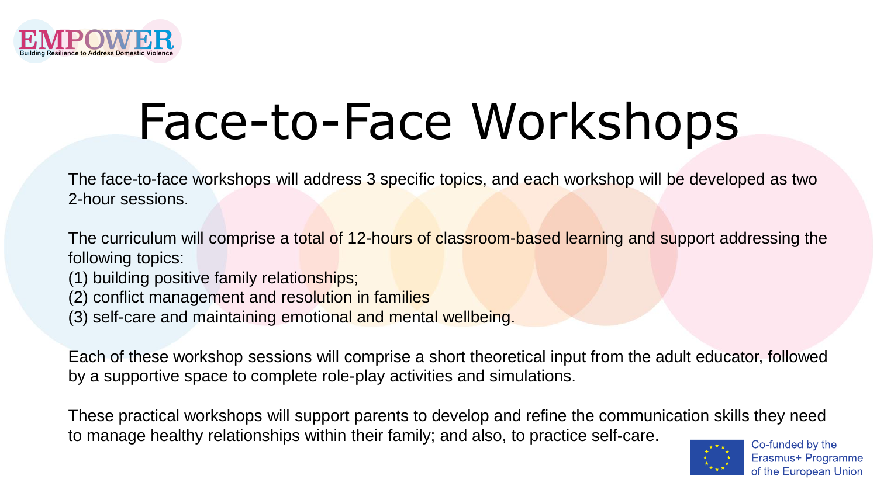# Face-to-Face Workshops

The face-to-face workshops will address 3 specific topics, and each workshop will be developed as two 2-hour sessions.

The curriculum will comprise a total of 12-hours of classroom-based learning and support addressing the following topics:
(1) building positive family relationships;
(2) conflict management and resolution in families
(3) self-care and maintaining emotional and mental wellbeing.

Each of these workshop sessions will comprise a short theoretical input from the adult educator, followed by a supportive space to complete role-play activities and simulations.

These practical workshops will support parents to develop and refine the communication skills they need to manage healthy relationships within their family; and also, to practice self-care.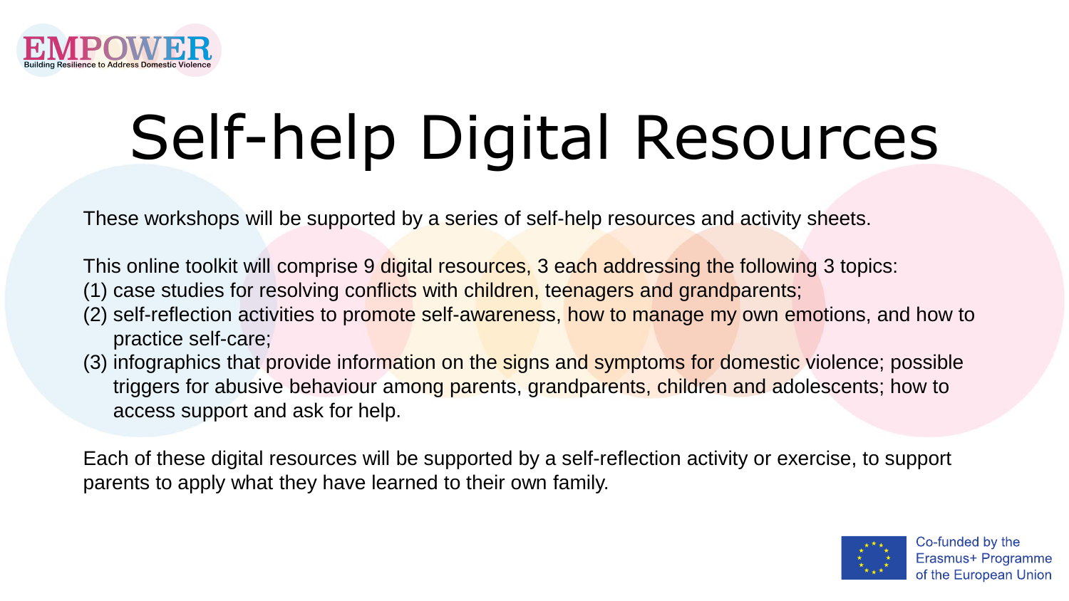# Self-help Digital Resources

These workshops will be supported by a series of self-help resources and activity sheets.

This online toolkit will comprise 9 digital resources, 3 each addressing the following 3 topics:

(1) case studies for resolving conflicts with children, teenagers and grandparents;

(2) self-reflection activities to promote self-awareness, how to manage my own emotions, and how to practice self-care;

(3) infographics that provide information on the signs and symptoms for domestic violence; possible triggers for abusive behaviour among parents, grandparents, children and adolescents; how to access support and ask for help.

Each of these digital resources will be supported by a self-reflection activity or exercise, to support parents to apply what they have learned to their own family.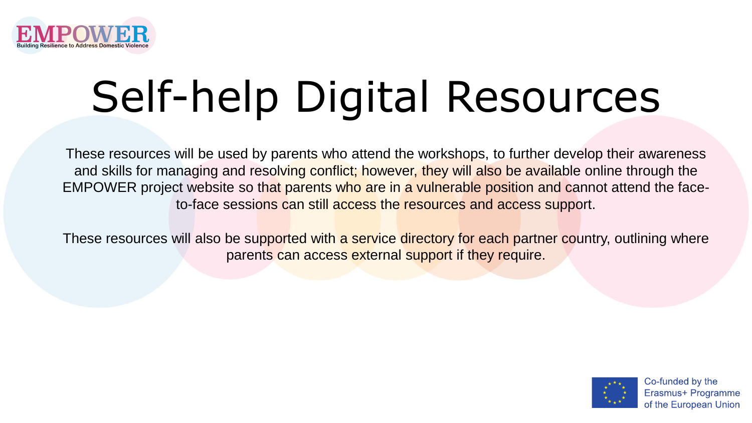# Self-help Digital Resources

These resources will be used by parents who attend the workshops, to further develop their awareness and skills for managing and resolving conflict; however, they will also be available online through the EMPOWER project website so that parents who are in a vulnerable position and cannot attend the face-to-face sessions can still access the resources and access support.

These resources will also be supported with a service directory for each partner country, outlining where parents can access external support if they require.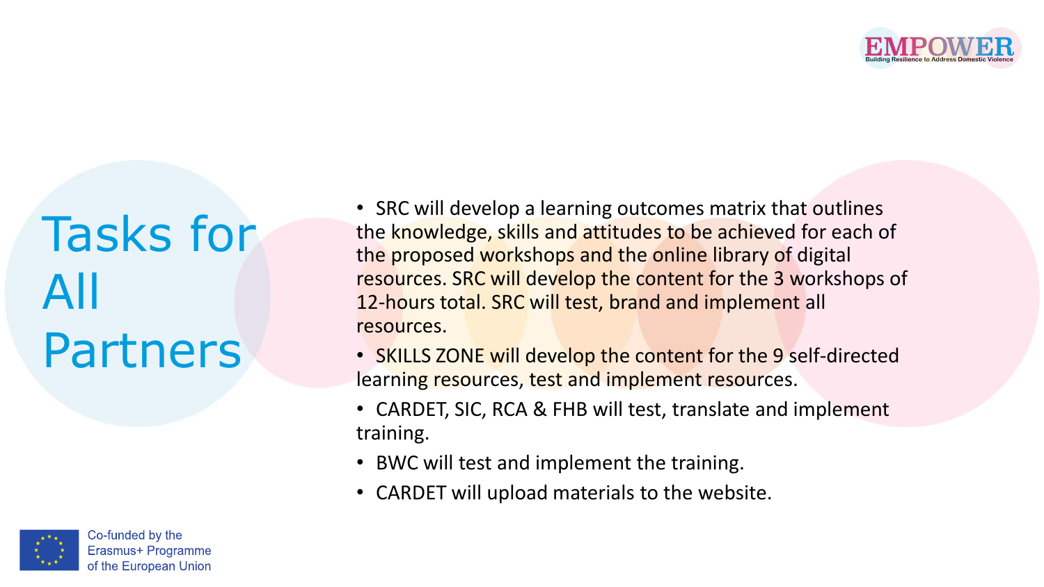# Tasks for All Partners

- SRC will develop a learning outcomes matrix that outlines the knowledge, skills and attitudes to be achieved for each of the proposed workshops and the online library of digital resources. SRC will develop the content for the 3 workshops of 12-hours total. SRC will test, brand and implement all resources.
- SKILLS ZONE will develop the content for the 9 self-directed learning resources, test and implement resources.
- CARDET, SIC, RCA & FHB will test, translate and implement training.
- BWC will test and implement the training.
- CARDET will upload materials to the website.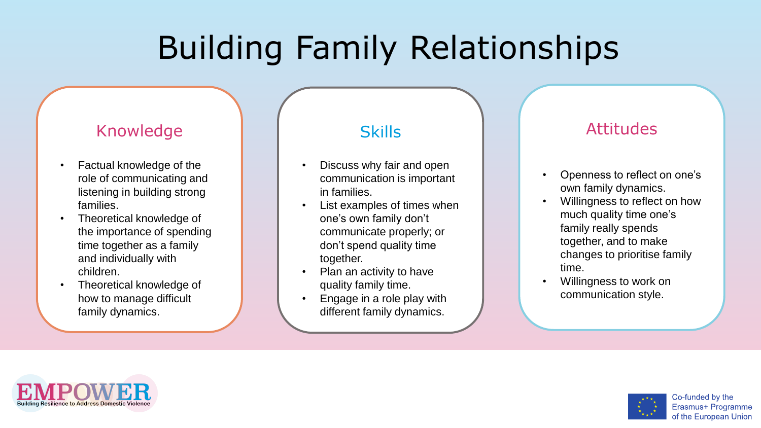# Building Family Relationships

## Knowledge

- Factual knowledge of the role of communicating and listening in building strong families.
- Theoretical knowledge of the importance of spending time together as a family and individually with children.
- Theoretical knowledge of how to manage difficult family dynamics.

## Skills

- Discuss why fair and open communication is important in families.
- List examples of times when one's own family don't communicate properly; or don't spend quality time together.
- Plan an activity to have quality family time.
- Engage in a role play with different family dynamics.

## Attitudes

- Openness to reflect on one's own family dynamics.
- Willingness to reflect on how much quality time one's family really spends together, and to make changes to prioritise family time.
- Willingness to work on communication style.

EMPOWER
Building Resilience to Address Domestic Violence

Co-funded by the Erasmus+ Programme of the European Union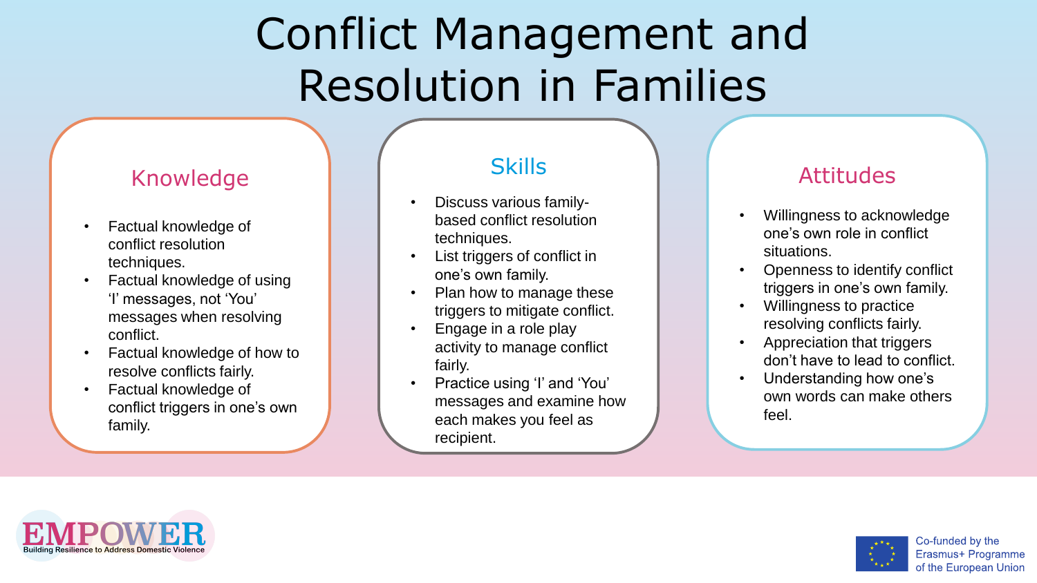# Conflict Management and Resolution in Families

## Knowledge

- Factual knowledge of conflict resolution techniques.
- Factual knowledge of using 'I' messages, not 'You' messages when resolving conflict.
- Factual knowledge of how to resolve conflicts fairly.
- Factual knowledge of conflict triggers in one's own family.

## Skills

- Discuss various family-based conflict resolution techniques.
- List triggers of conflict in one's own family.
- Plan how to manage these triggers to mitigate conflict.
- Engage in a role play activity to manage conflict fairly.
- Practice using 'I' and 'You' messages and examine how each makes you feel as recipient.

## Attitudes

- Willingness to acknowledge one's own role in conflict situations.
- Openness to identify conflict triggers in one's own family.
- Willingness to practice resolving conflicts fairly.
- Appreciation that triggers don't have to lead to conflict.
- Understanding how one's own words can make others feel.

EMPOWER
Building Resilience to Address Domestic Violence

Co-funded by the Erasmus+ Programme of the European Union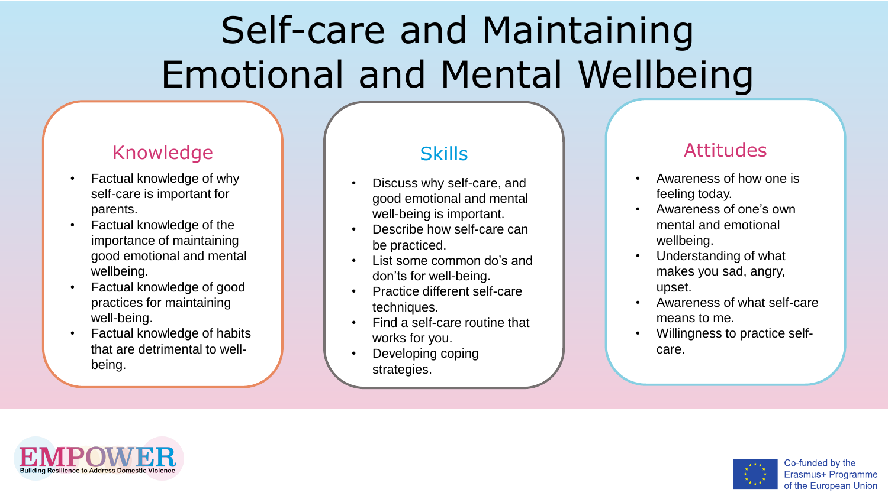# Self-care and Maintaining Emotional and Mental Wellbeing

## Knowledge

- Factual knowledge of why self-care is important for parents.
- Factual knowledge of the importance of maintaining good emotional and mental wellbeing.
- Factual knowledge of good practices for maintaining well-being.
- Factual knowledge of habits that are detrimental to well-being.

## Skills

- Discuss why self-care, and good emotional and mental well-being is important.
- Describe how self-care can be practiced.
- List some common do's and don'ts for well-being.
- Practice different self-care techniques.
- Find a self-care routine that works for you.
- Developing coping strategies.

## Attitudes

- Awareness of how one is feeling today.
- Awareness of one's own mental and emotional wellbeing.
- Understanding of what makes you sad, angry, upset.
- Awareness of what self-care means to me.
- Willingness to practice self-care.

EMPOWER
Building Resilience to Address Domestic Violence

Co-funded by the Erasmus+ Programme of the European Union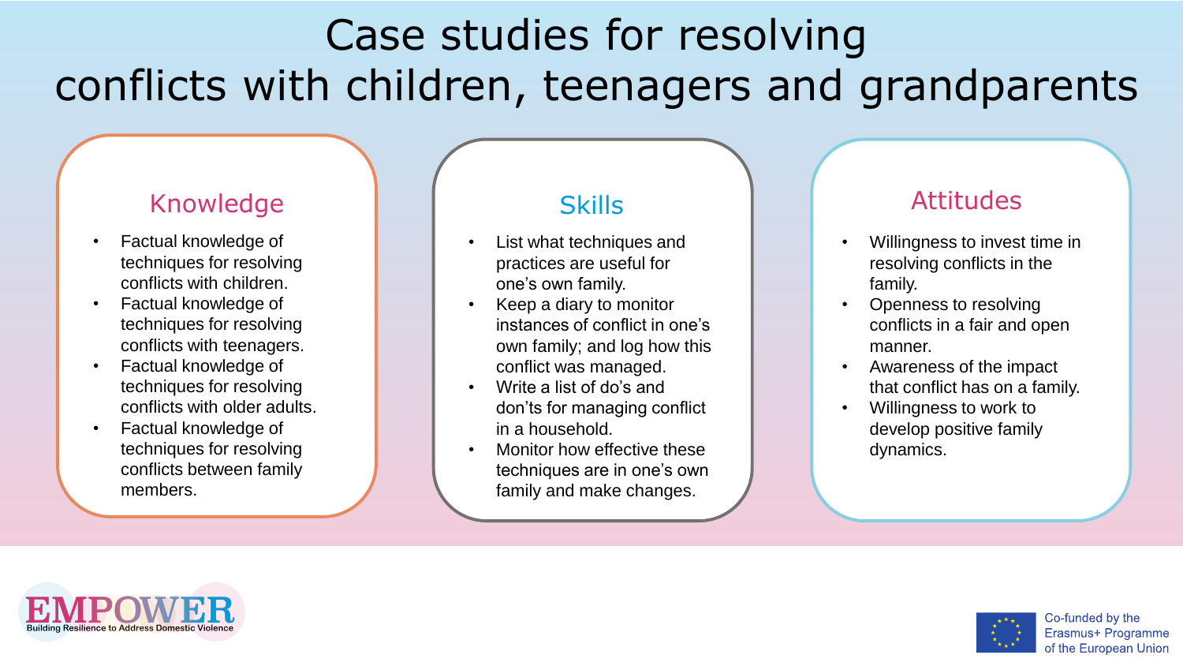# Case studies for resolving conflicts with children, teenagers and grandparents

## Knowledge

- Factual knowledge of techniques for resolving conflicts with children.
- Factual knowledge of techniques for resolving conflicts with teenagers.
- Factual knowledge of techniques for resolving conflicts with older adults.
- Factual knowledge of techniques for resolving conflicts between family members.

## Skills

- List what techniques and practices are useful for one's own family.
- Keep a diary to monitor instances of conflict in one's own family; and log how this conflict was managed.
- Write a list of do's and don'ts for managing conflict in a household.
- Monitor how effective these techniques are in one's own family and make changes.

## Attitudes

- Willingness to invest time in resolving conflicts in the family.
- Openness to resolving conflicts in a fair and open manner.
- Awareness of the impact that conflict has on a family.
- Willingness to work to develop positive family dynamics.

EMPOWER Building Resilience to Address Domestic Violence

Co-funded by the Erasmus+ Programme of the European Union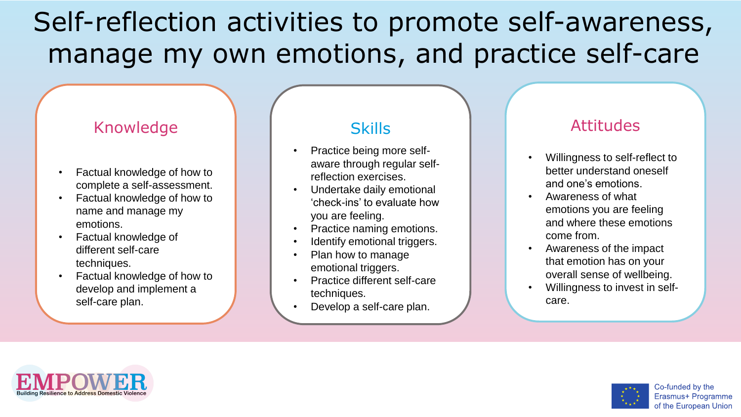# Self-reflection activities to promote self-awareness, manage my own emotions, and practice self-care

## Knowledge

- Factual knowledge of how to complete a self-assessment.
- Factual knowledge of how to name and manage my emotions.
- Factual knowledge of different self-care techniques.
- Factual knowledge of how to develop and implement a self-care plan.

## Skills

- Practice being more self-aware through regular self-reflection exercises.
- Undertake daily emotional 'check-ins' to evaluate how you are feeling.
- Practice naming emotions.
- Identify emotional triggers.
- Plan how to manage emotional triggers.
- Practice different self-care techniques.
- Develop a self-care plan.

## Attitudes

- Willingness to self-reflect to better understand oneself and one's emotions.
- Awareness of what emotions you are feeling and where these emotions come from.
- Awareness of the impact that emotion has on your overall sense of wellbeing.
- Willingness to invest in self-care.

EMPOWER Building Resilience to Address Domestic Violence

Co-funded by the Erasmus+ Programme of the European Union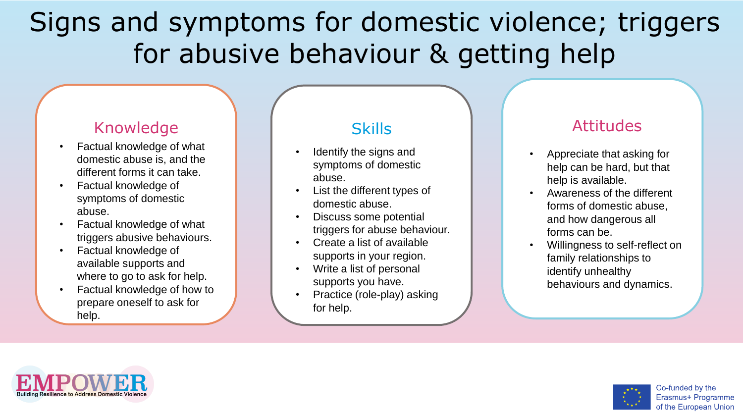# Signs and symptoms for domestic violence; triggers for abusive behaviour & getting help

## Knowledge

- Factual knowledge of what domestic abuse is, and the different forms it can take.
- Factual knowledge of symptoms of domestic abuse.
- Factual knowledge of what triggers abusive behaviours.
- Factual knowledge of available supports and where to go to ask for help.
- Factual knowledge of how to prepare oneself to ask for help.

## Skills

- Identify the signs and symptoms of domestic abuse.
- List the different types of domestic abuse.
- Discuss some potential triggers for abuse behaviour.
- Create a list of available supports in your region.
- Write a list of personal supports you have.
- Practice (role-play) asking for help.

## Attitudes

- Appreciate that asking for help can be hard, but that help is available.
- Awareness of the different forms of domestic abuse, and how dangerous all forms can be.
- Willingness to self-reflect on family relationships to identify unhealthy behaviours and dynamics.

EMPOWER
Building Resilience to Address Domestic Violence

Co-funded by the Erasmus+ Programme of the European Union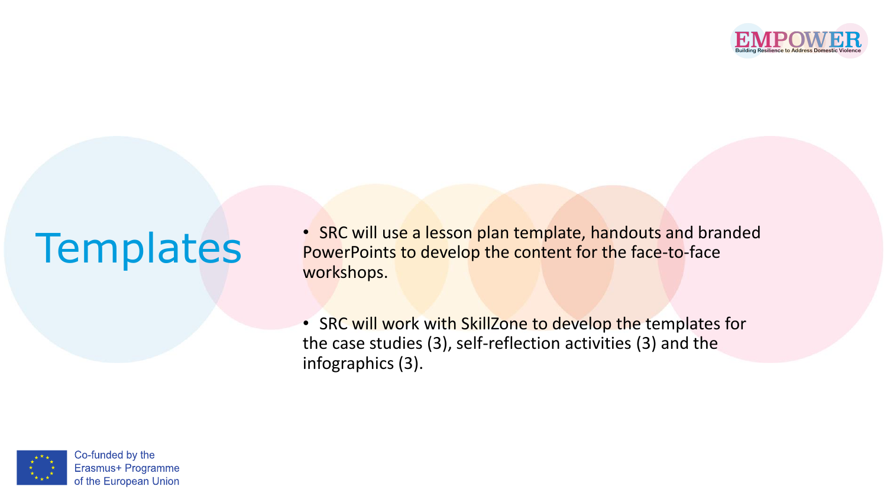# Templates

- SRC will use a lesson plan template, handouts and branded PowerPoints to develop the content for the face-to-face workshops.
- SRC will work with SkillZone to develop the templates for the case studies (3), self-reflection activities (3) and the infographics (3).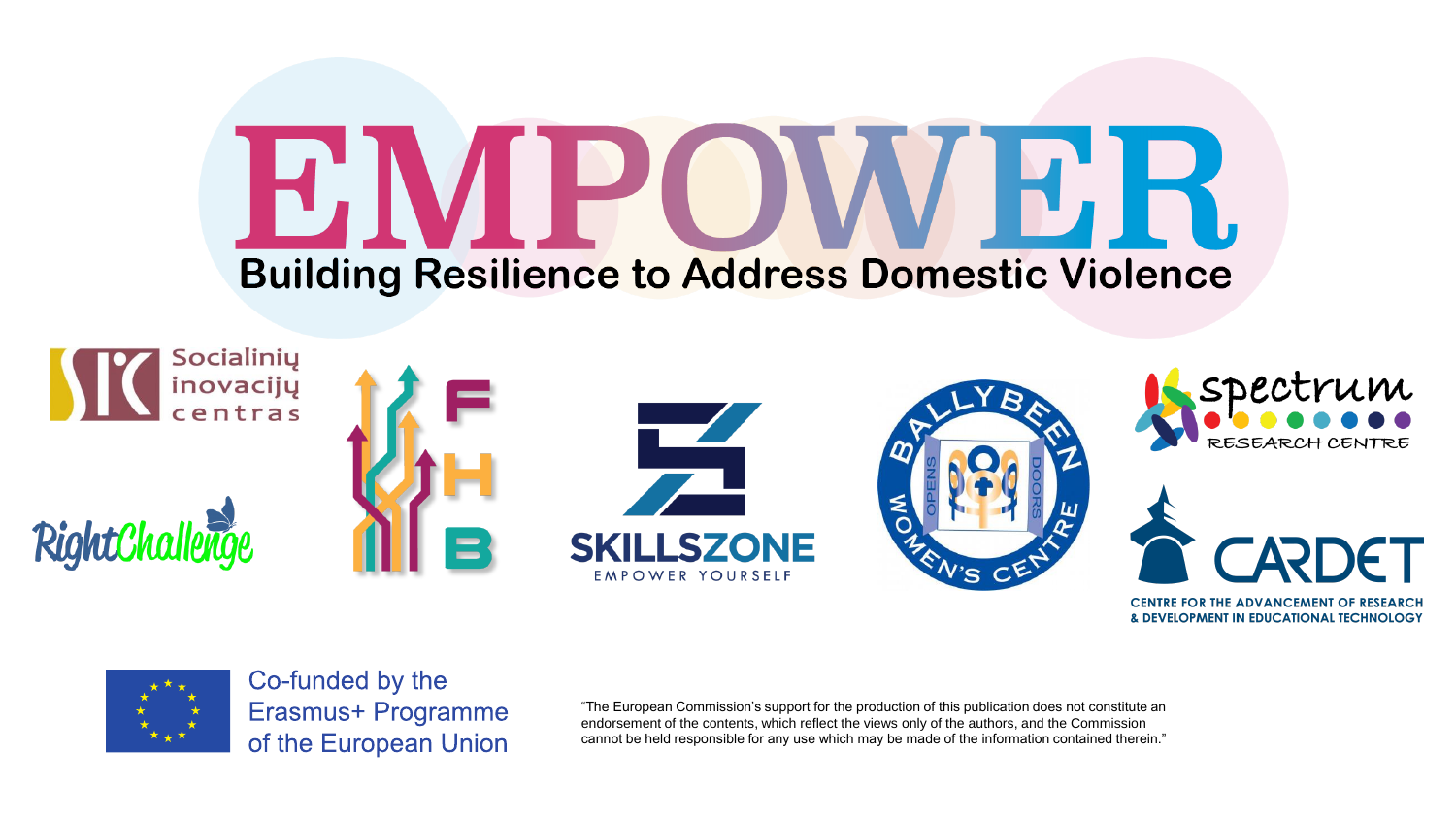# EMPOWER

**Building Resilience to Address Domestic Violence**

Socialinių inovacijų centras

RightChallenge

FHB

SKILLSZONE
EMPOWER YOURSELF

BALLYBEEN WOMEN'S CENTRE
OPENS DOORS

spectrum
RESEARCH CENTRE

CARDET
CENTRE FOR THE ADVANCEMENT OF RESEARCH & DEVELOPMENT IN EDUCATIONAL TECHNOLOGY

Co-funded by the Erasmus+ Programme of the European Union

"The European Commission's support for the production of this publication does not constitute an endorsement of the contents, which reflect the views only of the authors, and the Commission cannot be held responsible for any use which may be made of the information contained therein."